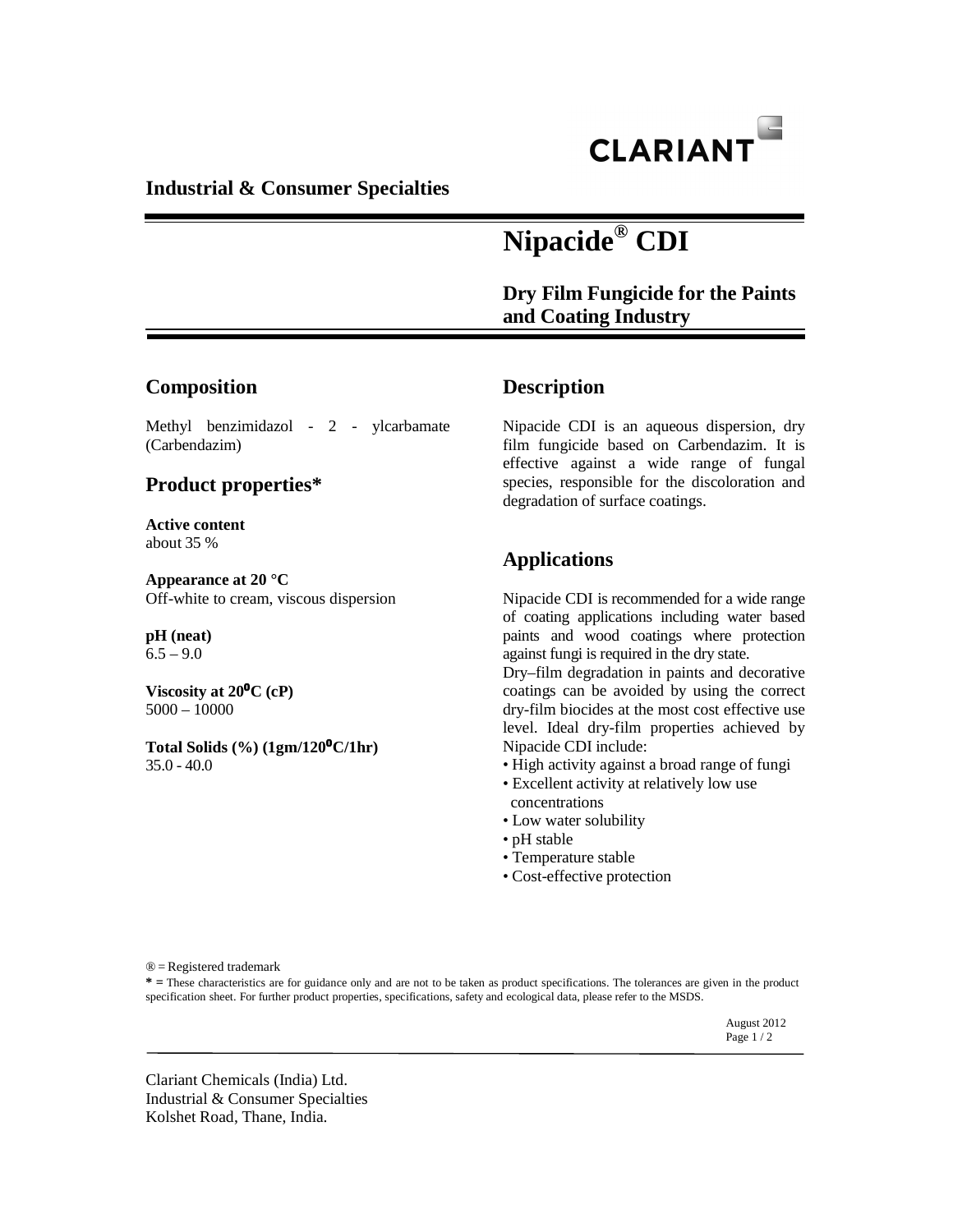CLARIANT

**Industrial & Consumer Specialties**

# Nipacide® CDI

## Dry Film Fungicide for the Paints and Coating Industry

## Composition

Methyl benzimidazol - 2 - ylcarbamate (Carbendazim)

## Product properties*

**Active content**
about 35 %

**Appearance at 20 °C**
Off-white to cream, viscous dispersion

**pH (neat)**
6.5 – 9.0

**Viscosity at 20⁰C (cP)**
5000 – 10000

**Total Solids (%) (1gm/120⁰C/1hr)**
35.0 - 40.0

## Description

Nipacide CDI is an aqueous dispersion, dry film fungicide based on Carbendazim. It is effective against a wide range of fungal species, responsible for the discoloration and degradation of surface coatings.

## Applications

Nipacide CDI is recommended for a wide range of coating applications including water based paints and wood coatings where protection against fungi is required in the dry state.

Dry–film degradation in paints and decorative coatings can be avoided by using the correct dry-film biocides at the most cost effective use level. Ideal dry-film properties achieved by Nipacide CDI include:

- High activity against a broad range of fungi
- Excellent activity at relatively low use concentrations
- Low water solubility
- pH stable
- Temperature stable
- Cost-effective protection

® = Registered trademark

* = These characteristics are for guidance only and are not to be taken as product specifications. The tolerances are given in the product specification sheet. For further product properties, specifications, safety and ecological data, please refer to the MSDS.

August 2012

Clariant Chemicals (India) Ltd.
Industrial & Consumer Specialties
Kolshet Road, Thane, India.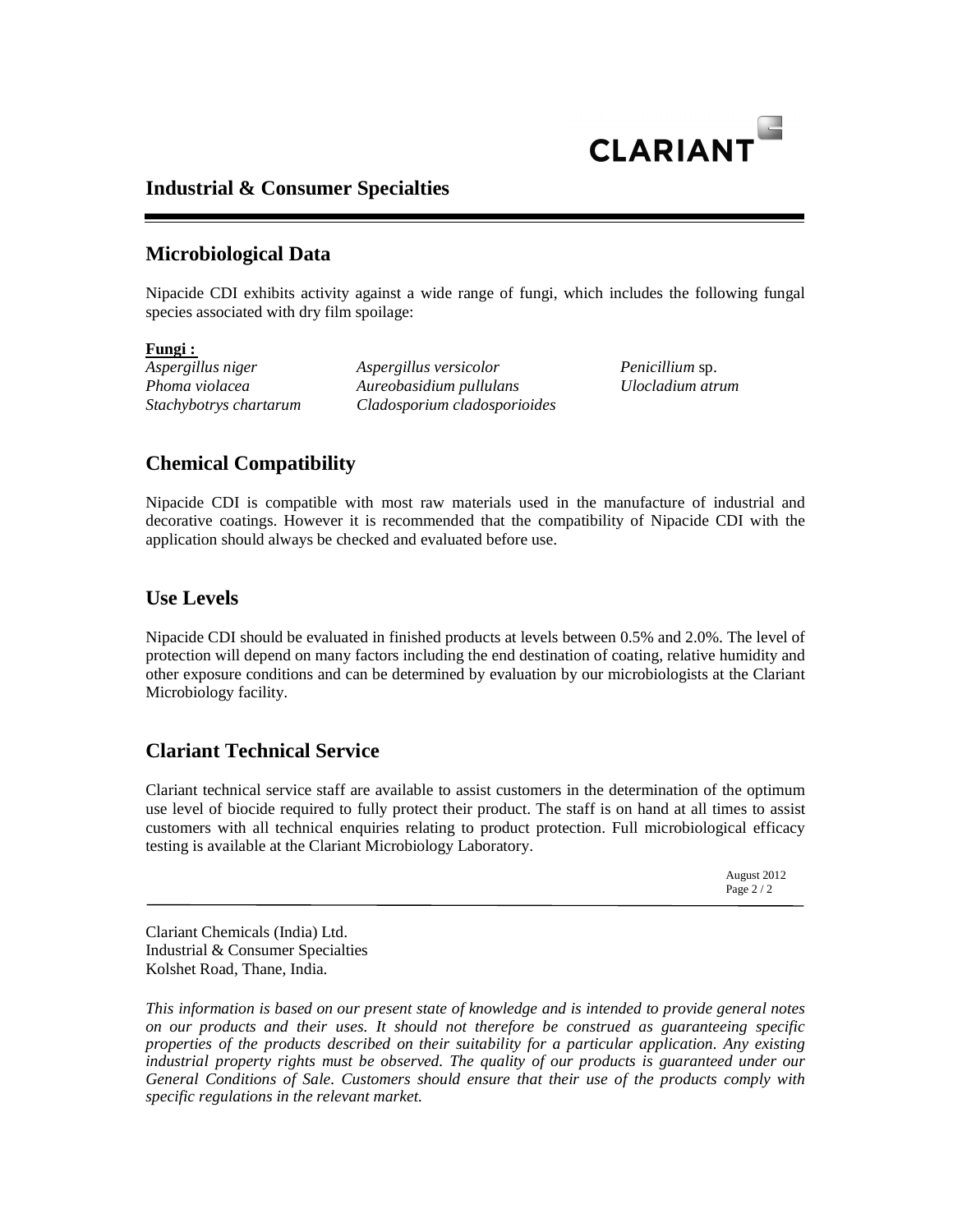## Microbiological Data

Nipacide CDI exhibits activity against a wide range of fungi, which includes the following fungal species associated with dry film spoilage:

**Fungi :**

| | | |
|---|---|---|
| *Aspergillus niger* | *Aspergillus versicolor* | *Penicillium* sp. |
| *Phoma violacea* | *Aureobasidium pullulans* | *Ulocladium atrum* |
| *Stachybotrys chartarum* | *Cladosporium cladosporioides* | |

## Chemical Compatibility

Nipacide CDI is compatible with most raw materials used in the manufacture of industrial and decorative coatings. However it is recommended that the compatibility of Nipacide CDI with the application should always be checked and evaluated before use.

## Use Levels

Nipacide CDI should be evaluated in finished products at levels between 0.5% and 2.0%. The level of protection will depend on many factors including the end destination of coating, relative humidity and other exposure conditions and can be determined by evaluation by our microbiologists at the Clariant Microbiology facility.

## Clariant Technical Service

Clariant technical service staff are available to assist customers in the determination of the optimum use level of biocide required to fully protect their product. The staff is on hand at all times to assist customers with all technical enquiries relating to product protection. Full microbiological efficacy testing is available at the Clariant Microbiology Laboratory.

August 2012

Clariant Chemicals (India) Ltd.
Industrial & Consumer Specialties
Kolshet Road, Thane, India.

*This information is based on our present state of knowledge and is intended to provide general notes on our products and their uses. It should not therefore be construed as guaranteeing specific properties of the products described on their suitability for a particular application. Any existing industrial property rights must be observed. The quality of our products is guaranteed under our General Conditions of Sale. Customers should ensure that their use of the products comply with specific regulations in the relevant market.*